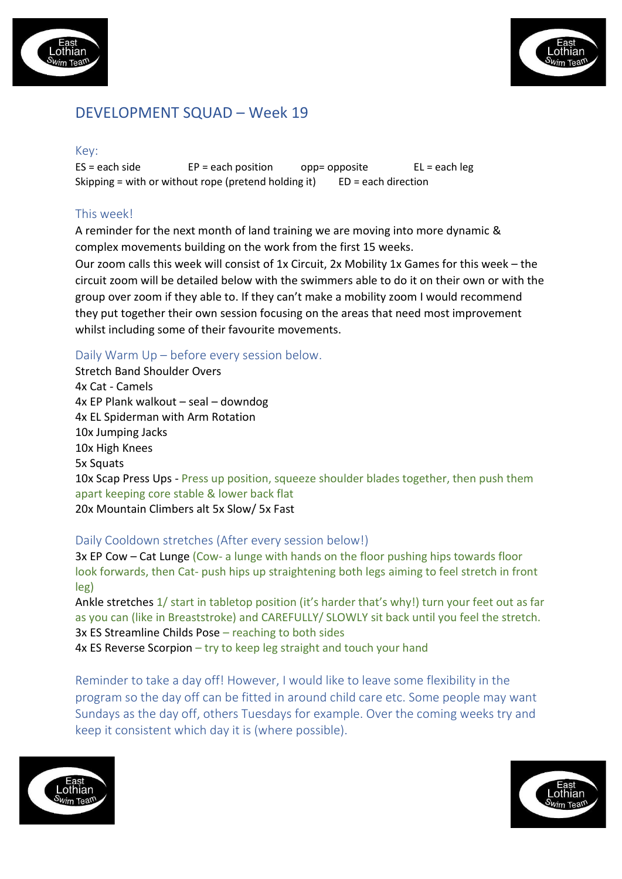# DEVELOPMENT SQUAD – Week 19

## Key:

ES = each side EP = each position opp= opposite EL = each leg
Skipping = with or without rope (pretend holding it) ED = each direction

## This week!

A reminder for the next month of land training we are moving into more dynamic & complex movements building on the work from the first 15 weeks.
Our zoom calls this week will consist of 1x Circuit, 2x Mobility 1x Games for this week – the circuit zoom will be detailed below with the swimmers able to do it on their own or with the group over zoom if they able to. If they can't make a mobility zoom I would recommend they put together their own session focusing on the areas that need most improvement whilst including some of their favourite movements.

## Daily Warm Up – before every session below.

Stretch Band Shoulder Overs
4x Cat - Camels
4x EP Plank walkout – seal – downdog
4x EL Spiderman with Arm Rotation
10x Jumping Jacks
10x High Knees
5x Squats
10x Scap Press Ups - Press up position, squeeze shoulder blades together, then push them apart keeping core stable & lower back flat
20x Mountain Climbers alt 5x Slow/ 5x Fast

## Daily Cooldown stretches (After every session below!)

3x EP Cow – Cat Lunge (Cow- a lunge with hands on the floor pushing hips towards floor look forwards, then Cat- push hips up straightening both legs aiming to feel stretch in front leg)
Ankle stretches 1/ start in tabletop position (it's harder that's why!) turn your feet out as far as you can (like in Breaststroke) and CAREFULLY/ SLOWLY sit back until you feel the stretch.
3x ES Streamline Childs Pose – reaching to both sides
4x ES Reverse Scorpion – try to keep leg straight and touch your hand

Reminder to take a day off! However, I would like to leave some flexibility in the program so the day off can be fitted in around child care etc. Some people may want Sundays as the day off, others Tuesdays for example. Over the coming weeks try and keep it consistent which day it is (where possible).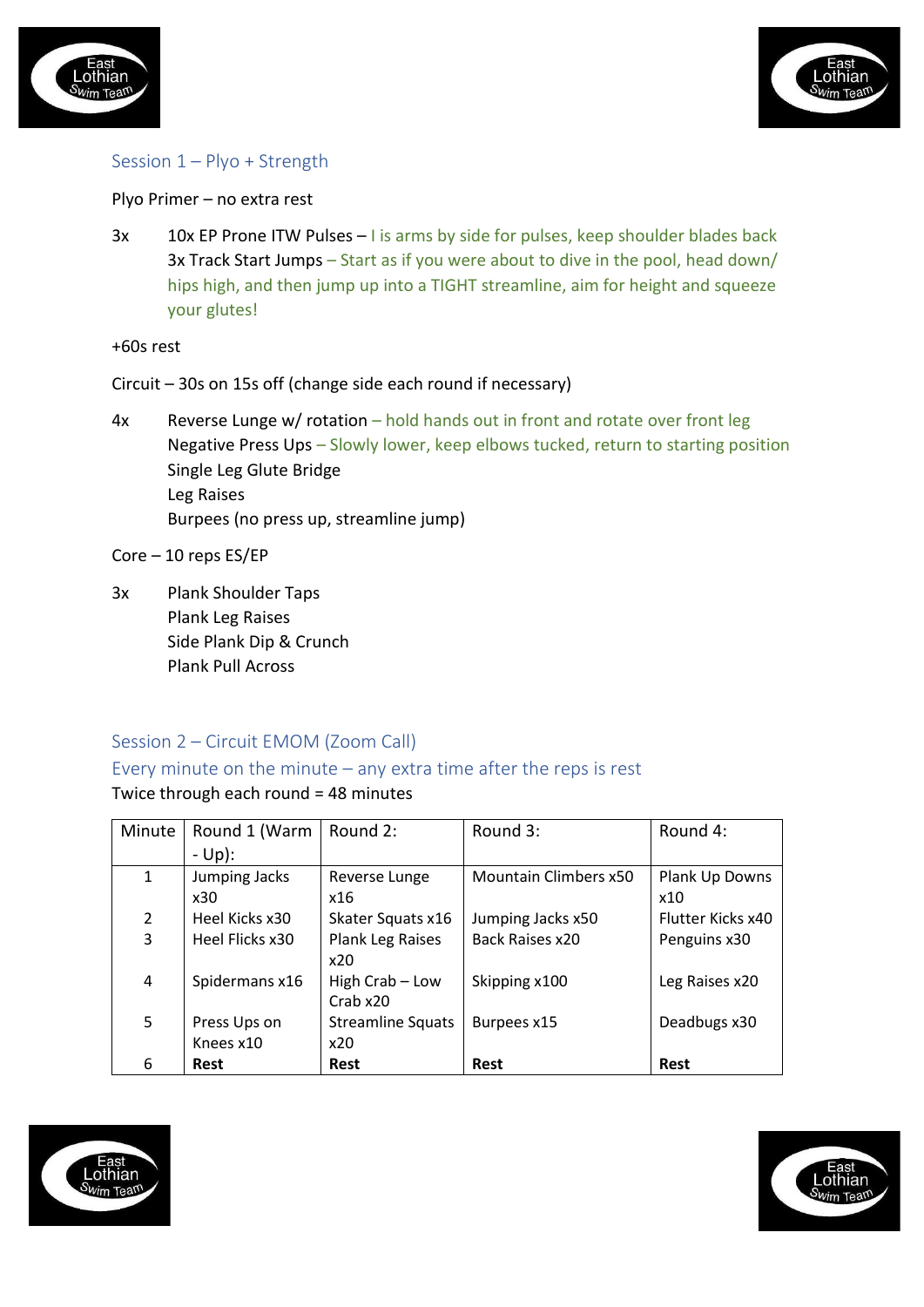## Session 1 – Plyo + Strength

Plyo Primer – no extra rest

3x
- 10x EP Prone ITW Pulses – I is arms by side for pulses, keep shoulder blades back
- 3x Track Start Jumps – Start as if you were about to dive in the pool, head down/ hips high, and then jump up into a TIGHT streamline, aim for height and squeeze your glutes!

+60s rest

Circuit – 30s on 15s off (change side each round if necessary)

4x
- Reverse Lunge w/ rotation – hold hands out in front and rotate over front leg
- Negative Press Ups – Slowly lower, keep elbows tucked, return to starting position
- Single Leg Glute Bridge
- Leg Raises
- Burpees (no press up, streamline jump)

Core – 10 reps ES/EP

3x
- Plank Shoulder Taps
- Plank Leg Raises
- Side Plank Dip & Crunch
- Plank Pull Across

## Session 2 – Circuit EMOM (Zoom Call)

### Every minute on the minute – any extra time after the reps is rest

Twice through each round = 48 minutes

| Minute | Round 1 (Warm - Up): | Round 2: | Round 3: | Round 4: |
|---|---|---|---|---|
| 1 | Jumping Jacks x30 | Reverse Lunge x16 | Mountain Climbers x50 | Plank Up Downs x10 |
| 2 | Heel Kicks x30 | Skater Squats x16 | Jumping Jacks x50 | Flutter Kicks x40 |
| 3 | Heel Flicks x30 | Plank Leg Raises x20 | Back Raises x20 | Penguins x30 |
| 4 | Spidermans x16 | High Crab – Low Crab x20 | Skipping x100 | Leg Raises x20 |
| 5 | Press Ups on Knees x10 | Streamline Squats x20 | Burpees x15 | Deadbugs x30 |
| 6 | **Rest** | **Rest** | **Rest** | **Rest** |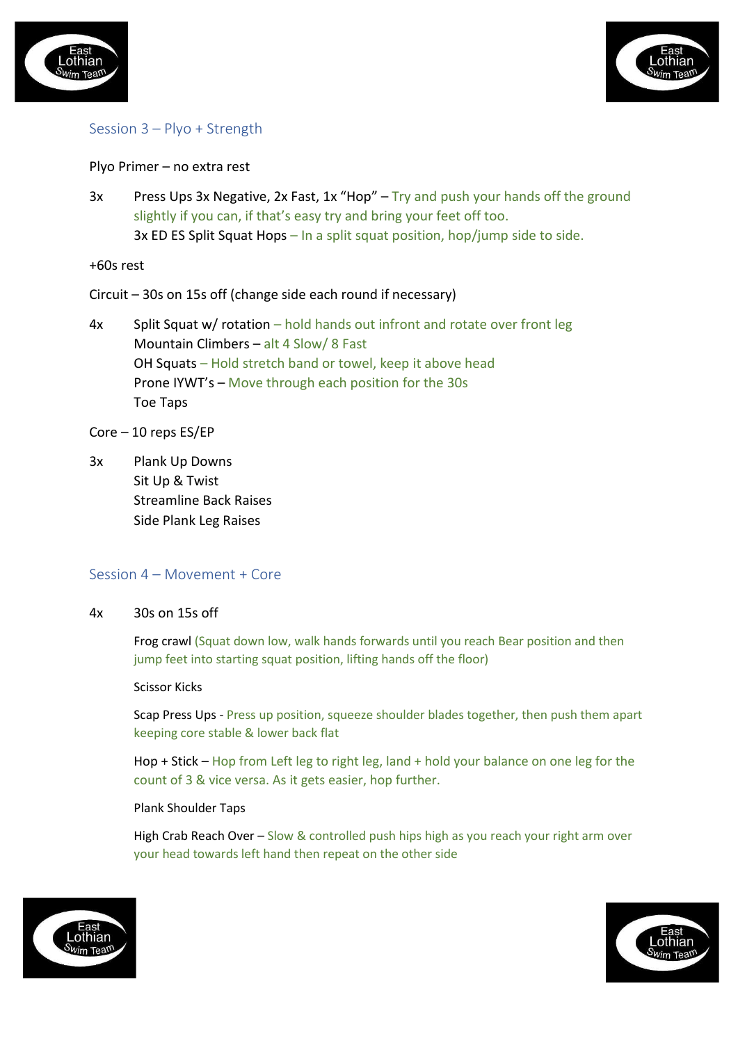## Session 3 – Plyo + Strength

Plyo Primer – no extra rest

3x Press Ups 3x Negative, 2x Fast, 1x "Hop" – Try and push your hands off the ground slightly if you can, if that's easy try and bring your feet off too.
3x ED ES Split Squat Hops – In a split squat position, hop/jump side to side.

+60s rest

Circuit – 30s on 15s off (change side each round if necessary)

4x Split Squat w/ rotation – hold hands out infront and rotate over front leg
Mountain Climbers – alt 4 Slow/ 8 Fast
OH Squats – Hold stretch band or towel, keep it above head
Prone IYWT's – Move through each position for the 30s
Toe Taps

Core – 10 reps ES/EP

3x Plank Up Downs
Sit Up & Twist
Streamline Back Raises
Side Plank Leg Raises

## Session 4 – Movement + Core

4x 30s on 15s off

Frog crawl (Squat down low, walk hands forwards until you reach Bear position and then jump feet into starting squat position, lifting hands off the floor)

Scissor Kicks

Scap Press Ups - Press up position, squeeze shoulder blades together, then push them apart keeping core stable & lower back flat

Hop + Stick – Hop from Left leg to right leg, land + hold your balance on one leg for the count of 3 & vice versa. As it gets easier, hop further.

Plank Shoulder Taps

High Crab Reach Over – Slow & controlled push hips high as you reach your right arm over your head towards left hand then repeat on the other side